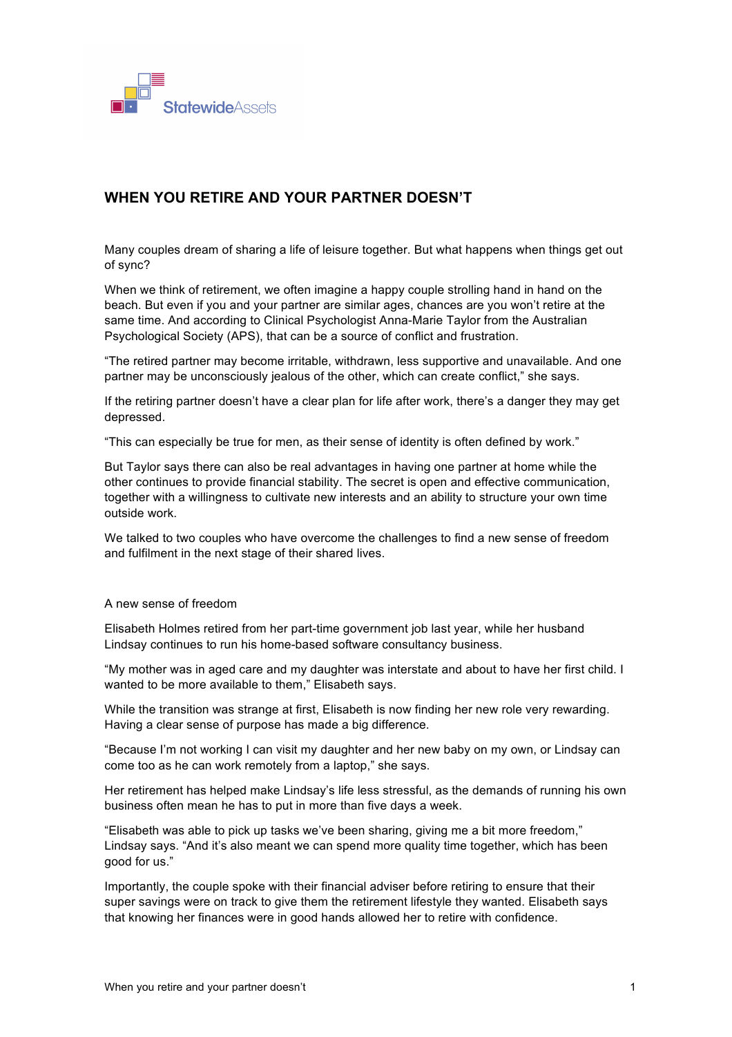StatewideAssets

# WHEN YOU RETIRE AND YOUR PARTNER DOESN'T

Many couples dream of sharing a life of leisure together. But what happens when things get out of sync?

When we think of retirement, we often imagine a happy couple strolling hand in hand on the beach. But even if you and your partner are similar ages, chances are you won't retire at the same time. And according to Clinical Psychologist Anna-Marie Taylor from the Australian Psychological Society (APS), that can be a source of conflict and frustration.

"The retired partner may become irritable, withdrawn, less supportive and unavailable. And one partner may be unconsciously jealous of the other, which can create conflict," she says.

If the retiring partner doesn't have a clear plan for life after work, there's a danger they may get depressed.

"This can especially be true for men, as their sense of identity is often defined by work."

But Taylor says there can also be real advantages in having one partner at home while the other continues to provide financial stability. The secret is open and effective communication, together with a willingness to cultivate new interests and an ability to structure your own time outside work.

We talked to two couples who have overcome the challenges to find a new sense of freedom and fulfilment in the next stage of their shared lives.

## A new sense of freedom

Elisabeth Holmes retired from her part-time government job last year, while her husband Lindsay continues to run his home-based software consultancy business.

"My mother was in aged care and my daughter was interstate and about to have her first child. I wanted to be more available to them," Elisabeth says.

While the transition was strange at first, Elisabeth is now finding her new role very rewarding. Having a clear sense of purpose has made a big difference.

"Because I'm not working I can visit my daughter and her new baby on my own, or Lindsay can come too as he can work remotely from a laptop," she says.

Her retirement has helped make Lindsay's life less stressful, as the demands of running his own business often mean he has to put in more than five days a week.

"Elisabeth was able to pick up tasks we've been sharing, giving me a bit more freedom," Lindsay says. "And it's also meant we can spend more quality time together, which has been good for us."

Importantly, the couple spoke with their financial adviser before retiring to ensure that their super savings were on track to give them the retirement lifestyle they wanted. Elisabeth says that knowing her finances were in good hands allowed her to retire with confidence.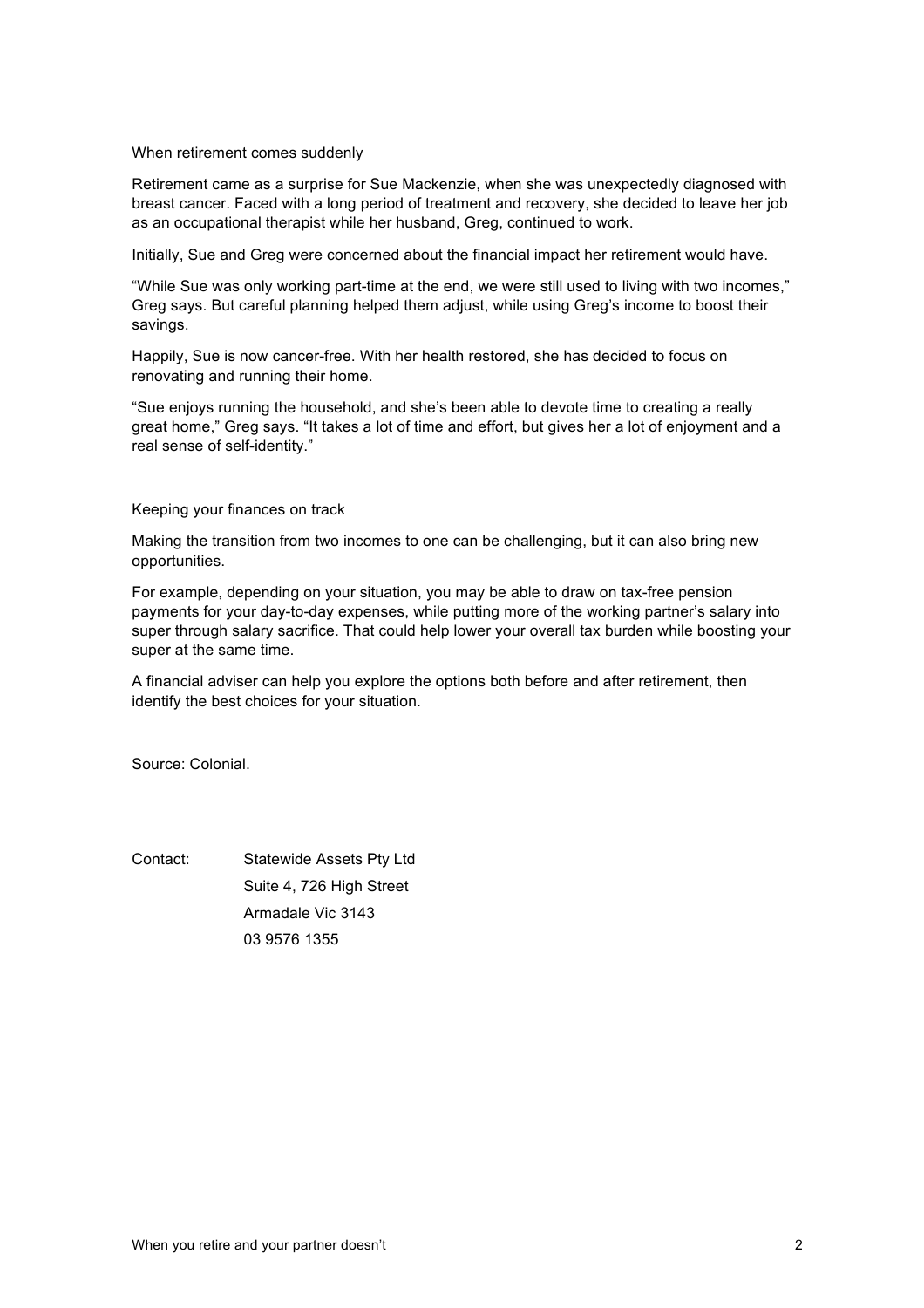## When retirement comes suddenly

Retirement came as a surprise for Sue Mackenzie, when she was unexpectedly diagnosed with breast cancer. Faced with a long period of treatment and recovery, she decided to leave her job as an occupational therapist while her husband, Greg, continued to work.

Initially, Sue and Greg were concerned about the financial impact her retirement would have.

"While Sue was only working part-time at the end, we were still used to living with two incomes," Greg says. But careful planning helped them adjust, while using Greg's income to boost their savings.

Happily, Sue is now cancer-free. With her health restored, she has decided to focus on renovating and running their home.

"Sue enjoys running the household, and she's been able to devote time to creating a really great home," Greg says. "It takes a lot of time and effort, but gives her a lot of enjoyment and a real sense of self-identity."

## Keeping your finances on track

Making the transition from two incomes to one can be challenging, but it can also bring new opportunities.

For example, depending on your situation, you may be able to draw on tax-free pension payments for your day-to-day expenses, while putting more of the working partner's salary into super through salary sacrifice. That could help lower your overall tax burden while boosting your super at the same time.

A financial adviser can help you explore the options both before and after retirement, then identify the best choices for your situation.

Source: Colonial.

Contact: Statewide Assets Pty Ltd
Suite 4, 726 High Street
Armadale Vic 3143
03 9576 1355